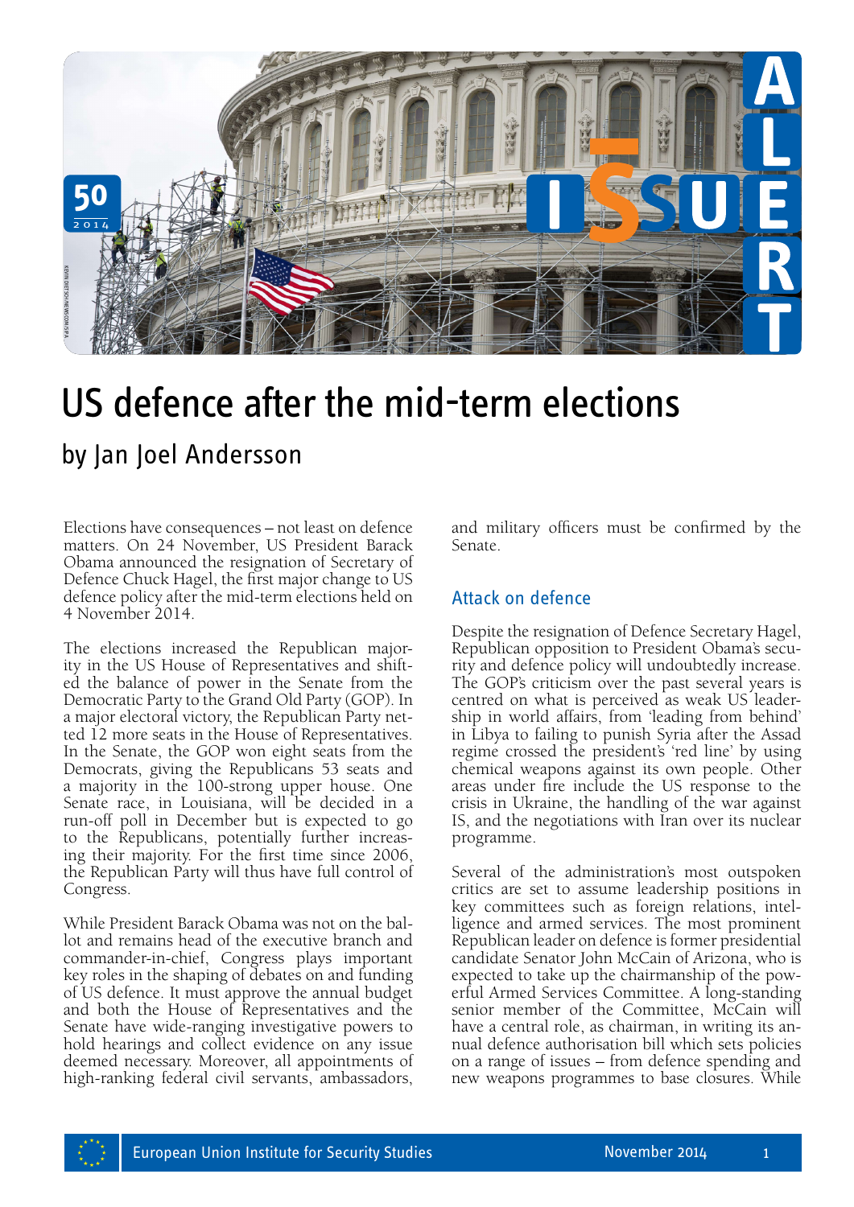# US defence after the mid-term elections

## by Jan Joel Andersson

Elections have consequences – not least on defence matters. On 24 November, US President Barack Obama announced the resignation of Secretary of Defence Chuck Hagel, the first major change to US defence policy after the mid-term elections held on 4 November 2014.

The elections increased the Republican majority in the US House of Representatives and shifted the balance of power in the Senate from the Democratic Party to the Grand Old Party (GOP). In a major electoral victory, the Republican Party netted 12 more seats in the House of Representatives. In the Senate, the GOP won eight seats from the Democrats, giving the Republicans 53 seats and a majority in the 100-strong upper house. One Senate race, in Louisiana, will be decided in a run-off poll in December but is expected to go to the Republicans, potentially further increasing their majority. For the first time since 2006, the Republican Party will thus have full control of Congress.

While President Barack Obama was not on the ballot and remains head of the executive branch and commander-in-chief, Congress plays important key roles in the shaping of debates on and funding of US defence. It must approve the annual budget and both the House of Representatives and the Senate have wide-ranging investigative powers to hold hearings and collect evidence on any issue deemed necessary. Moreover, all appointments of high-ranking federal civil servants, ambassadors, and military officers must be confirmed by the Senate.

### Attack on defence

Despite the resignation of Defence Secretary Hagel, Republican opposition to President Obama's security and defence policy will undoubtedly increase. The GOP's criticism over the past several years is centred on what is perceived as weak US leadership in world affairs, from 'leading from behind' in Libya to failing to punish Syria after the Assad regime crossed the president's 'red line' by using chemical weapons against its own people. Other areas under fire include the US response to the crisis in Ukraine, the handling of the war against IS, and the negotiations with Iran over its nuclear programme.

Several of the administration's most outspoken critics are set to assume leadership positions in key committees such as foreign relations, intelligence and armed services. The most prominent Republican leader on defence is former presidential candidate Senator John McCain of Arizona, who is expected to take up the chairmanship of the powerful Armed Services Committee. A long-standing senior member of the Committee, McCain will have a central role, as chairman, in writing its annual defence authorisation bill which sets policies on a range of issues – from defence spending and new weapons programmes to base closures. While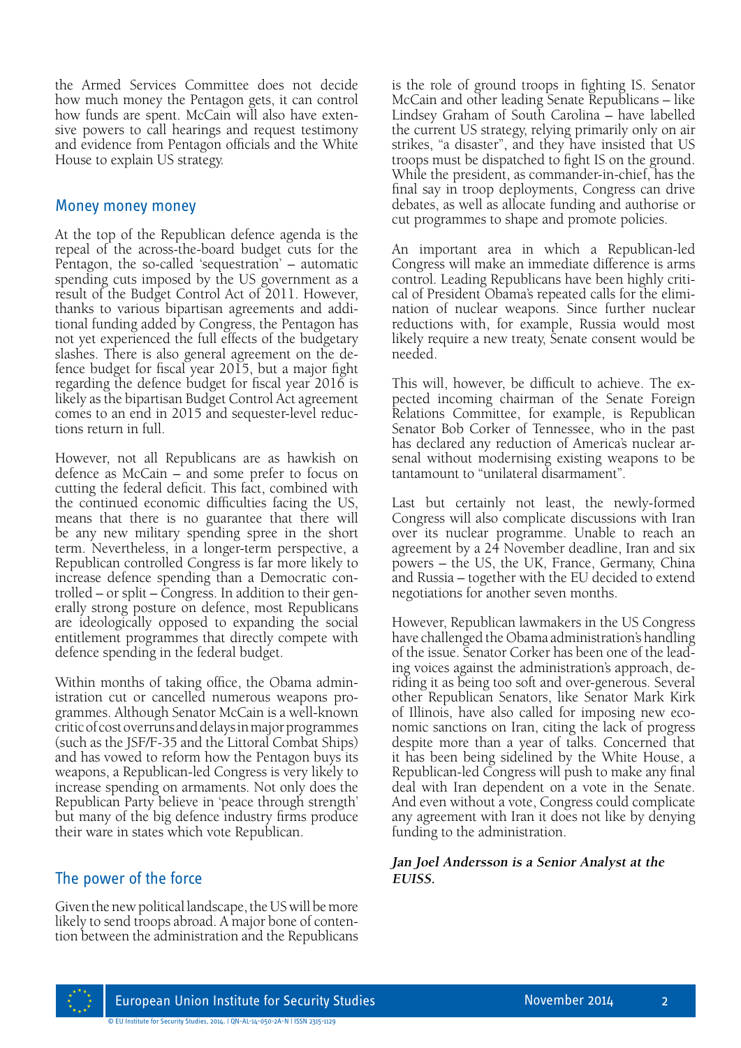the Armed Services Committee does not decide how much money the Pentagon gets, it can control how funds are spent. McCain will also have extensive powers to call hearings and request testimony and evidence from Pentagon officials and the White House to explain US strategy.

## Money money money

At the top of the Republican defence agenda is the repeal of the across-the-board budget cuts for the Pentagon, the so-called 'sequestration' – automatic spending cuts imposed by the US government as a result of the Budget Control Act of 2011. However, thanks to various bipartisan agreements and additional funding added by Congress, the Pentagon has not yet experienced the full effects of the budgetary slashes. There is also general agreement on the defence budget for fiscal year 2015, but a major fight regarding the defence budget for fiscal year 2016 is likely as the bipartisan Budget Control Act agreement comes to an end in 2015 and sequester-level reductions return in full.

However, not all Republicans are as hawkish on defence as McCain – and some prefer to focus on cutting the federal deficit. This fact, combined with the continued economic difficulties facing the US, means that there is no guarantee that there will be any new military spending spree in the short term. Nevertheless, in a longer-term perspective, a Republican controlled Congress is far more likely to increase defence spending than a Democratic controlled – or split – Congress. In addition to their generally strong posture on defence, most Republicans are ideologically opposed to expanding the social entitlement programmes that directly compete with defence spending in the federal budget.

Within months of taking office, the Obama administration cut or cancelled numerous weapons programmes. Although Senator McCain is a well-known critic of cost overruns and delays in major programmes (such as the JSF/F-35 and the Littoral Combat Ships) and has vowed to reform how the Pentagon buys its weapons, a Republican-led Congress is very likely to increase spending on armaments. Not only does the Republican Party believe in 'peace through strength' but many of the big defence industry firms produce their ware in states which vote Republican.

## The power of the force

Given the new political landscape, the US will be more likely to send troops abroad. A major bone of contention between the administration and the Republicans is the role of ground troops in fighting IS. Senator McCain and other leading Senate Republicans – like Lindsey Graham of South Carolina – have labelled the current US strategy, relying primarily only on air strikes, "a disaster", and they have insisted that US troops must be dispatched to fight IS on the ground. While the president, as commander-in-chief, has the final say in troop deployments, Congress can drive debates, as well as allocate funding and authorise or cut programmes to shape and promote policies.

An important area in which a Republican-led Congress will make an immediate difference is arms control. Leading Republicans have been highly critical of President Obama's repeated calls for the elimination of nuclear weapons. Since further nuclear reductions with, for example, Russia would most likely require a new treaty, Senate consent would be needed.

This will, however, be difficult to achieve. The expected incoming chairman of the Senate Foreign Relations Committee, for example, is Republican Senator Bob Corker of Tennessee, who in the past has declared any reduction of America's nuclear arsenal without modernising existing weapons to be tantamount to "unilateral disarmament".

Last but certainly not least, the newly-formed Congress will also complicate discussions with Iran over its nuclear programme. Unable to reach an agreement by a 24 November deadline, Iran and six powers – the US, the UK, France, Germany, China and Russia – together with the EU decided to extend negotiations for another seven months.

However, Republican lawmakers in the US Congress have challenged the Obama administration's handling of the issue. Senator Corker has been one of the leading voices against the administration's approach, deriding it as being too soft and over-generous. Several other Republican Senators, like Senator Mark Kirk of Illinois, have also called for imposing new economic sanctions on Iran, citing the lack of progress despite more than a year of talks. Concerned that it has been being sidelined by the White House, a Republican-led Congress will push to make any final deal with Iran dependent on a vote in the Senate. And even without a vote, Congress could complicate any agreement with Iran it does not like by denying funding to the administration.

***Jan Joel Andersson is a Senior Analyst at the EUISS.***

© EU Institute for Security Studies, 2014. | QN-AL-14-050-2A-N | ISSN 2315-1129